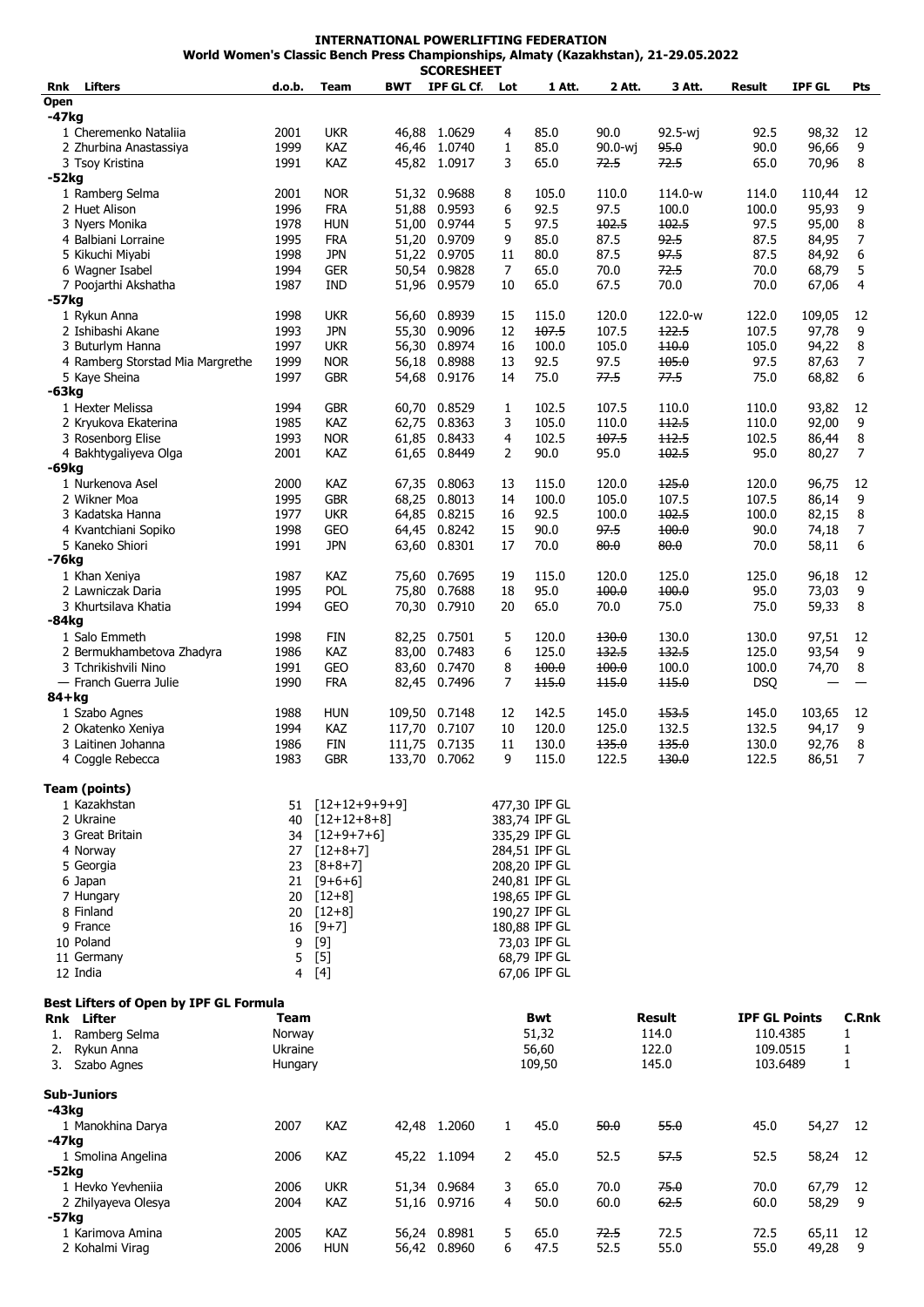# INTERNATIONAL POWERLIFTING FEDERATION

## World Women's Classic Bench Press Championships, Almaty (Kazakhstan), 21-29.05.2022

### SCORESHEET

| Rnk | Lifters | d.o.b. | Team | BWT | IPF GL Cf. | Lot | 1 Att. | 2 Att. | 3 Att. | Result | IPF GL | Pts |
|---|---|---|---|---|---|---|---|---|---|---|---|---|
| **Open** | | | | | | | | | | | | |
| **-47kg** | | | | | | | | | | | | |
| 1 | Cheremenko Nataliia | 2001 | UKR | 46,88 | 1.0629 | 4 | 85.0 | 90.0 | 92.5-wj | 92.5 | 98,32 | 12 |
| 2 | Zhurbina Anastassiya | 1999 | KAZ | 46,46 | 1.0740 | 1 | 85.0 | 90.0-wj | ~~95.0~~ | 90.0 | 96,66 | 9 |
| 3 | Tsoy Kristina | 1991 | KAZ | 45,82 | 1.0917 | 3 | 65.0 | ~~72.5~~ | ~~72.5~~ | 65.0 | 70,96 | 8 |
| **-52kg** | | | | | | | | | | | | |
| 1 | Ramberg Selma | 2001 | NOR | 51,32 | 0.9688 | 8 | 105.0 | 110.0 | 114.0-w | 114.0 | 110,44 | 12 |
| 2 | Huet Alison | 1996 | FRA | 51,88 | 0.9593 | 6 | 92.5 | 97.5 | 100.0 | 100.0 | 95,93 | 9 |
| 3 | Nyers Monika | 1978 | HUN | 51,00 | 0.9744 | 5 | 97.5 | ~~102.5~~ | ~~102.5~~ | 97.5 | 95,00 | 8 |
| 4 | Balbiani Lorraine | 1995 | FRA | 51,20 | 0.9709 | 9 | 85.0 | 87.5 | ~~92.5~~ | 87.5 | 84,95 | 7 |
| 5 | Kikuchi Miyabi | 1998 | JPN | 51,22 | 0.9705 | 11 | 80.0 | 87.5 | ~~97.5~~ | 87.5 | 84,92 | 6 |
| 6 | Wagner Isabel | 1994 | GER | 50,54 | 0.9828 | 7 | 65.0 | 70.0 | ~~72.5~~ | 70.0 | 68,79 | 5 |
| 7 | Poojarthi Akshatha | 1987 | IND | 51,96 | 0.9579 | 10 | 65.0 | 67.5 | 70.0 | 70.0 | 67,06 | 4 |
| **-57kg** | | | | | | | | | | | | |
| 1 | Rykun Anna | 1998 | UKR | 56,60 | 0.8939 | 15 | 115.0 | 120.0 | 122.0-w | 122.0 | 109,05 | 12 |
| 2 | Ishibashi Akane | 1993 | JPN | 55,30 | 0.9096 | 12 | ~~107.5~~ | 107.5 | ~~122.5~~ | 107.5 | 97,78 | 9 |
| 3 | Buturlym Hanna | 1997 | UKR | 56,30 | 0.8974 | 16 | 100.0 | 105.0 | ~~110.0~~ | 105.0 | 94,22 | 8 |
| 4 | Ramberg Storstad Mia Margrethe | 1999 | NOR | 56,18 | 0.8988 | 13 | 92.5 | 97.5 | ~~105.0~~ | 97.5 | 87,63 | 7 |
| 5 | Kaye Sheina | 1997 | GBR | 54,68 | 0.9176 | 14 | 75.0 | ~~77.5~~ | ~~77.5~~ | 75.0 | 68,82 | 6 |
| **-63kg** | | | | | | | | | | | | |
| 1 | Hexter Melissa | 1994 | GBR | 60,70 | 0.8529 | 1 | 102.5 | 107.5 | 110.0 | 110.0 | 93,82 | 12 |
| 2 | Kryukova Ekaterina | 1985 | KAZ | 62,75 | 0.8363 | 3 | 105.0 | 110.0 | ~~112.5~~ | 110.0 | 92,00 | 9 |
| 3 | Rosenborg Elise | 1993 | NOR | 61,85 | 0.8433 | 4 | 102.5 | ~~107.5~~ | ~~112.5~~ | 102.5 | 86,44 | 8 |
| 4 | Bakhtygaliyeva Olga | 2001 | KAZ | 61,65 | 0.8449 | 2 | 90.0 | 95.0 | ~~102.5~~ | 95.0 | 80,27 | 7 |
| **-69kg** | | | | | | | | | | | | |
| 1 | Nurkenova Asel | 2000 | KAZ | 67,35 | 0.8063 | 13 | 115.0 | 120.0 | ~~125.0~~ | 120.0 | 96,75 | 12 |
| 2 | Wikner Moa | 1995 | GBR | 68,25 | 0.8013 | 14 | 100.0 | 105.0 | 107.5 | 107.5 | 86,14 | 9 |
| 3 | Kadatska Hanna | 1977 | UKR | 64,85 | 0.8215 | 16 | 92.5 | 100.0 | ~~102.5~~ | 100.0 | 82,15 | 8 |
| 4 | Kvantchiani Sopiko | 1998 | GEO | 64,45 | 0.8242 | 15 | 90.0 | ~~97.5~~ | ~~100.0~~ | 90.0 | 74,18 | 7 |
| 5 | Kaneko Shiori | 1991 | JPN | 63,60 | 0.8301 | 17 | 70.0 | ~~80.0~~ | ~~80.0~~ | 70.0 | 58,11 | 6 |
| **-76kg** | | | | | | | | | | | | |
| 1 | Khan Xeniya | 1987 | KAZ | 75,60 | 0.7695 | 19 | 115.0 | 120.0 | 125.0 | 125.0 | 96,18 | 12 |
| 2 | Lawniczak Daria | 1995 | POL | 75,80 | 0.7688 | 18 | 95.0 | ~~100.0~~ | ~~100.0~~ | 95.0 | 73,03 | 9 |
| 3 | Khurtsilava Khatia | 1994 | GEO | 70,30 | 0.7910 | 20 | 65.0 | 70.0 | 75.0 | 75.0 | 59,33 | 8 |
| **-84kg** | | | | | | | | | | | | |
| 1 | Salo Emmeth | 1998 | FIN | 82,25 | 0.7501 | 5 | 120.0 | ~~130.0~~ | 130.0 | 130.0 | 97,51 | 12 |
| 2 | Bermukhambetova Zhadyra | 1986 | KAZ | 83,00 | 0.7483 | 6 | 125.0 | ~~132.5~~ | ~~132.5~~ | 125.0 | 93,54 | 9 |
| 3 | Tchrikishvili Nino | 1991 | GEO | 83,60 | 0.7470 | 8 | ~~100.0~~ | ~~100.0~~ | 100.0 | 100.0 | 74,70 | 8 |
| — | Franch Guerra Julie | 1990 | FRA | 82,45 | 0.7496 | 7 | ~~115.0~~ | ~~115.0~~ | ~~115.0~~ | DSQ | — | — |
| **84+kg** | | | | | | | | | | | | |
| 1 | Szabo Agnes | 1988 | HUN | 109,50 | 0.7148 | 12 | 142.5 | 145.0 | ~~153.5~~ | 145.0 | 103,65 | 12 |
| 2 | Okatenko Xeniya | 1994 | KAZ | 117,70 | 0.7107 | 10 | 120.0 | 125.0 | 132.5 | 132.5 | 94,17 | 9 |
| 3 | Laitinen Johanna | 1986 | FIN | 111,75 | 0.7135 | 11 | 130.0 | ~~135.0~~ | ~~135.0~~ | 130.0 | 92,76 | 8 |
| 4 | Coggle Rebecca | 1983 | GBR | 133,70 | 0.7062 | 9 | 115.0 | 122.5 | ~~130.0~~ | 122.5 | 86,51 | 7 |

### Team (points)

| Rnk | Team | Points | Breakdown | IPF GL |
|---|---|---|---|---|
| 1 | Kazakhstan | 51 | [12+12+9+9+9] | 477,30 IPF GL |
| 2 | Ukraine | 40 | [12+12+8+8] | 383,74 IPF GL |
| 3 | Great Britain | 34 | [12+9+7+6] | 335,29 IPF GL |
| 4 | Norway | 27 | [12+8+7] | 284,51 IPF GL |
| 5 | Georgia | 23 | [8+8+7] | 208,20 IPF GL |
| 6 | Japan | 21 | [9+6+6] | 240,81 IPF GL |
| 7 | Hungary | 20 | [12+8] | 198,65 IPF GL |
| 8 | Finland | 20 | [12+8] | 190,27 IPF GL |
| 9 | France | 16 | [9+7] | 180,88 IPF GL |
| 10 | Poland | 9 | [9] | 73,03 IPF GL |
| 11 | Germany | 5 | [5] | 68,79 IPF GL |
| 12 | India | 4 | [4] | 67,06 IPF GL |

### Best Lifters of Open by IPF GL Formula

| Rnk | Lifter | Team | Bwt | Result | IPF GL Points | C.Rnk |
|---|---|---|---|---|---|---|
| 1. | Ramberg Selma | Norway | 51,32 | 114.0 | 110.4385 | 1 |
| 2. | Rykun Anna | Ukraine | 56,60 | 122.0 | 109.0515 | 1 |
| 3. | Szabo Agnes | Hungary | 109,50 | 145.0 | 103.6489 | 1 |

### Sub-Juniors

| Rnk | Lifters | d.o.b. | Team | BWT | IPF GL Cf. | Lot | 1 Att. | 2 Att. | 3 Att. | Result | IPF GL | Pts |
|---|---|---|---|---|---|---|---|---|---|---|---|---|
| **-43kg** | | | | | | | | | | | | |
| 1 | Manokhina Darya | 2007 | KAZ | 42,48 | 1.2060 | 1 | 45.0 | ~~50.0~~ | ~~55.0~~ | 45.0 | 54,27 | 12 |
| **-47kg** | | | | | | | | | | | | |
| 1 | Smolina Angelina | 2006 | KAZ | 45,22 | 1.1094 | 2 | 45.0 | 52.5 | ~~57.5~~ | 52.5 | 58,24 | 12 |
| **-52kg** | | | | | | | | | | | | |
| 1 | Hevko Yevheniia | 2006 | UKR | 51,34 | 0.9684 | 3 | 65.0 | 70.0 | ~~75.0~~ | 70.0 | 67,79 | 12 |
| 2 | Zhilyayeva Olesya | 2004 | KAZ | 51,16 | 0.9716 | 4 | 50.0 | 60.0 | ~~62.5~~ | 60.0 | 58,29 | 9 |
| **-57kg** | | | | | | | | | | | | |
| 1 | Karimova Amina | 2005 | KAZ | 56,24 | 0.8981 | 5 | 65.0 | ~~72.5~~ | 72.5 | 72.5 | 65,11 | 12 |
| 2 | Kohalmi Virag | 2006 | HUN | 56,42 | 0.8960 | 6 | 47.5 | 52.5 | 55.0 | 55.0 | 49,28 | 9 |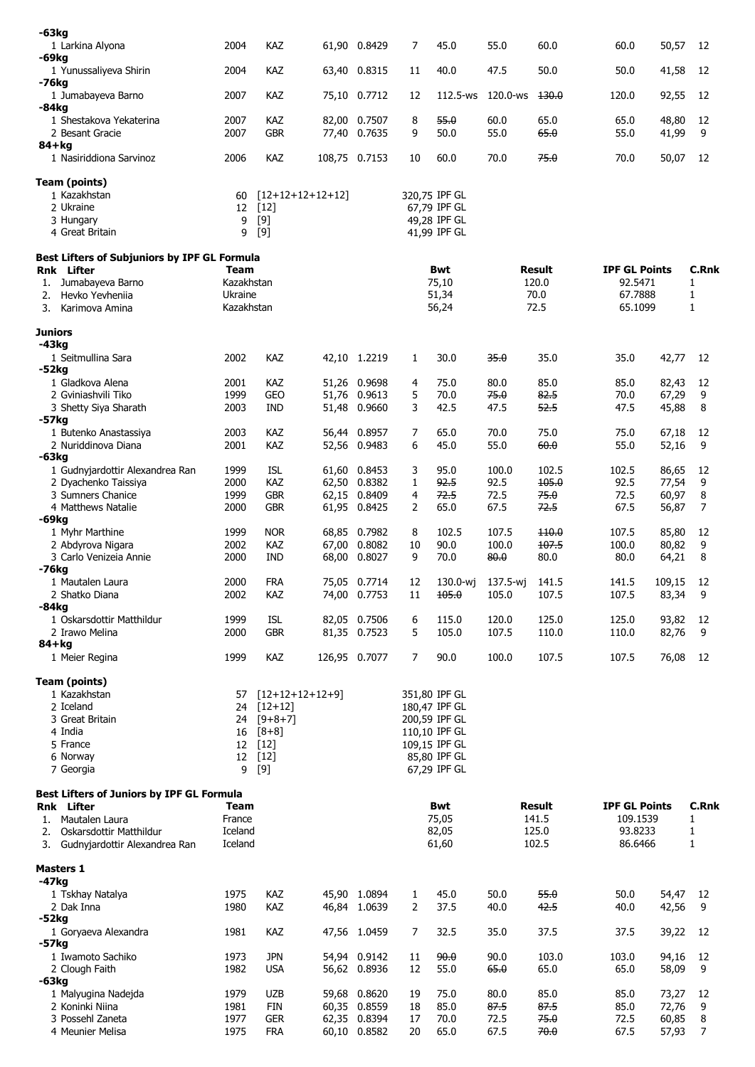| | | | | | | | | | | | |
|---|---|---|---|---|---|---|---|---|---|---|---|
| **-63kg** | | | | | | | | | | | |
| 1 Larkina Alyona | 2004 | KAZ | 61,90 | 0.8429 | 7 | 45.0 | 55.0 | 60.0 | 60.0 | 50,57 | 12 |
| **-69kg** | | | | | | | | | | | |
| 1 Yunussaliyeva Shirin | 2004 | KAZ | 63,40 | 0.8315 | 11 | 40.0 | 47.5 | 50.0 | 50.0 | 41,58 | 12 |
| **-76kg** | | | | | | | | | | | |
| 1 Jumabayeva Barno | 2007 | KAZ | 75,10 | 0.7712 | 12 | 112.5-ws | 120.0-ws | ~~130.0~~ | 120.0 | 92,55 | 12 |
| **-84kg** | | | | | | | | | | | |
| 1 Shestakova Yekaterina | 2007 | KAZ | 82,00 | 0.7507 | 8 | ~~55.0~~ | 60.0 | 65.0 | 65.0 | 48,80 | 12 |
| 2 Besant Gracie | 2007 | GBR | 77,40 | 0.7635 | 9 | 50.0 | 55.0 | ~~65.0~~ | 55.0 | 41,99 | 9 |
| **84+kg** | | | | | | | | | | | |
| 1 Nasiriddiona Sarvinoz | 2006 | KAZ | 108,75 | 0.7153 | 10 | 60.0 | 70.0 | ~~75.0~~ | 70.0 | 50,07 | 12 |

**Team (points)**

| | | | |
|---|---|---|---|
| 1 Kazakhstan | 60 | [12+12+12+12+12] | 320,75 IPF GL |
| 2 Ukraine | 12 | [12] | 67,79 IPF GL |
| 3 Hungary | 9 | [9] | 49,28 IPF GL |
| 4 Great Britain | 9 | [9] | 41,99 IPF GL |

**Best Lifters of Subjuniors by IPF GL Formula**

| Rnk | Lifter | Team | Bwt | Result | IPF GL Points | C.Rnk |
|---|---|---|---|---|---|---|
| 1. | Jumabayeva Barno | Kazakhstan | 75,10 | 120.0 | 92.5471 | 1 |
| 2. | Hevko Yevheniia | Ukraine | 51,34 | 70.0 | 67.7888 | 1 |
| 3. | Karimova Amina | Kazakhstan | 56,24 | 72.5 | 65.1099 | 1 |

**Juniors**

| | | | | | | | | | | | |
|---|---|---|---|---|---|---|---|---|---|---|---|
| **-43kg** | | | | | | | | | | | |
| 1 Seitmullina Sara | 2002 | KAZ | 42,10 | 1.2219 | 1 | 30.0 | ~~35.0~~ | 35.0 | 35.0 | 42,77 | 12 |
| **-52kg** | | | | | | | | | | | |
| 1 Gladkova Alena | 2001 | KAZ | 51,26 | 0.9698 | 4 | 75.0 | 80.0 | 85.0 | 85.0 | 82,43 | 12 |
| 2 Gviniashvili Tiko | 1999 | GEO | 51,76 | 0.9613 | 5 | 70.0 | ~~75.0~~ | ~~82.5~~ | 70.0 | 67,29 | 9 |
| 3 Shetty Siya Sharath | 2003 | IND | 51,48 | 0.9660 | 3 | 42.5 | 47.5 | ~~52.5~~ | 47.5 | 45,88 | 8 |
| **-57kg** | | | | | | | | | | | |
| 1 Butenko Anastassiya | 2003 | KAZ | 56,44 | 0.8957 | 7 | 65.0 | 70.0 | 75.0 | 75.0 | 67,18 | 12 |
| 2 Nuriddinova Diana | 2001 | KAZ | 52,56 | 0.9483 | 6 | 45.0 | 55.0 | ~~60.0~~ | 55.0 | 52,16 | 9 |
| **-63kg** | | | | | | | | | | | |
| 1 Gudnyjardottir Alexandrea Ran | 1999 | ISL | 61,60 | 0.8453 | 3 | 95.0 | 100.0 | 102.5 | 102.5 | 86,65 | 12 |
| 2 Dyachenko Taissiya | 2000 | KAZ | 62,50 | 0.8382 | 1 | ~~92.5~~ | 92.5 | ~~105.0~~ | 92.5 | 77,54 | 9 |
| 3 Sumners Chanice | 1999 | GBR | 62,15 | 0.8409 | 4 | ~~72.5~~ | 72.5 | ~~75.0~~ | 72.5 | 60,97 | 8 |
| 4 Matthews Natalie | 2000 | GBR | 61,95 | 0.8425 | 2 | 65.0 | 67.5 | ~~72.5~~ | 67.5 | 56,87 | 7 |
| **-69kg** | | | | | | | | | | | |
| 1 Myhr Marthine | 1999 | NOR | 68,85 | 0.7982 | 8 | 102.5 | 107.5 | ~~110.0~~ | 107.5 | 85,80 | 12 |
| 2 Abdyrova Nigara | 2002 | KAZ | 67,00 | 0.8082 | 10 | 90.0 | 100.0 | ~~107.5~~ | 100.0 | 80,82 | 9 |
| 3 Carlo Venizeia Annie | 2000 | IND | 68,00 | 0.8027 | 9 | 70.0 | ~~80.0~~ | 80.0 | 80.0 | 64,21 | 8 |
| **-76kg** | | | | | | | | | | | |
| 1 Mautalen Laura | 2000 | FRA | 75,05 | 0.7714 | 12 | 130.0-wj | 137.5-wj | 141.5 | 141.5 | 109,15 | 12 |
| 2 Shatko Diana | 2002 | KAZ | 74,00 | 0.7753 | 11 | ~~105.0~~ | 105.0 | 107.5 | 107.5 | 83,34 | 9 |
| **-84kg** | | | | | | | | | | | |
| 1 Oskarsdottir Matthildur | 1999 | ISL | 82,05 | 0.7506 | 6 | 115.0 | 120.0 | 125.0 | 125.0 | 93,82 | 12 |
| 2 Irawo Melina | 2000 | GBR | 81,35 | 0.7523 | 5 | 105.0 | 107.5 | 110.0 | 110.0 | 82,76 | 9 |
| **84+kg** | | | | | | | | | | | |
| 1 Meier Regina | 1999 | KAZ | 126,95 | 0.7077 | 7 | 90.0 | 100.0 | 107.5 | 107.5 | 76,08 | 12 |

**Team (points)**

| | | | |
|---|---|---|---|
| 1 Kazakhstan | 57 | [12+12+12+12+9] | 351,80 IPF GL |
| 2 Iceland | 24 | [12+12] | 180,47 IPF GL |
| 3 Great Britain | 24 | [9+8+7] | 200,59 IPF GL |
| 4 India | 16 | [8+8] | 110,10 IPF GL |
| 5 France | 12 | [12] | 109,15 IPF GL |
| 6 Norway | 12 | [12] | 85,80 IPF GL |
| 7 Georgia | 9 | [9] | 67,29 IPF GL |

**Best Lifters of Juniors by IPF GL Formula**

| Rnk | Lifter | Team | Bwt | Result | IPF GL Points | C.Rnk |
|---|---|---|---|---|---|---|
| 1. | Mautalen Laura | France | 75,05 | 141.5 | 109.1539 | 1 |
| 2. | Oskarsdottir Matthildur | Iceland | 82,05 | 125.0 | 93.8233 | 1 |
| 3. | Gudnyjardottir Alexandrea Ran | Iceland | 61,60 | 102.5 | 86.6466 | 1 |

**Masters 1**

| | | | | | | | | | | | |
|---|---|---|---|---|---|---|---|---|---|---|---|
| **-47kg** | | | | | | | | | | | |
| 1 Tskhay Natalya | 1975 | KAZ | 45,90 | 1.0894 | 1 | 45.0 | 50.0 | ~~55.0~~ | 50.0 | 54,47 | 12 |
| 2 Dak Inna | 1980 | KAZ | 46,84 | 1.0639 | 2 | 37.5 | 40.0 | ~~42.5~~ | 40.0 | 42,56 | 9 |
| **-52kg** | | | | | | | | | | | |
| 1 Goryaeva Alexandra | 1981 | KAZ | 47,56 | 1.0459 | 7 | 32.5 | 35.0 | 37.5 | 37.5 | 39,22 | 12 |
| **-57kg** | | | | | | | | | | | |
| 1 Iwamoto Sachiko | 1973 | JPN | 54,94 | 0.9142 | 11 | ~~90.0~~ | 90.0 | 103.0 | 103.0 | 94,16 | 12 |
| 2 Clough Faith | 1982 | USA | 56,62 | 0.8936 | 12 | 55.0 | ~~65.0~~ | 65.0 | 65.0 | 58,09 | 9 |
| **-63kg** | | | | | | | | | | | |
| 1 Malyugina Nadejda | 1979 | UZB | 59,68 | 0.8620 | 19 | 75.0 | 80.0 | 85.0 | 85.0 | 73,27 | 12 |
| 2 Koninki Niina | 1981 | FIN | 60,35 | 0.8559 | 18 | 85.0 | ~~87.5~~ | ~~87.5~~ | 85.0 | 72,76 | 9 |
| 3 Possehl Zaneta | 1977 | GER | 62,35 | 0.8394 | 17 | 70.0 | 72.5 | ~~75.0~~ | 72.5 | 60,85 | 8 |
| 4 Meunier Melisa | 1975 | FRA | 60,10 | 0.8582 | 20 | 65.0 | 67.5 | ~~70.0~~ | 67.5 | 57,93 | 7 |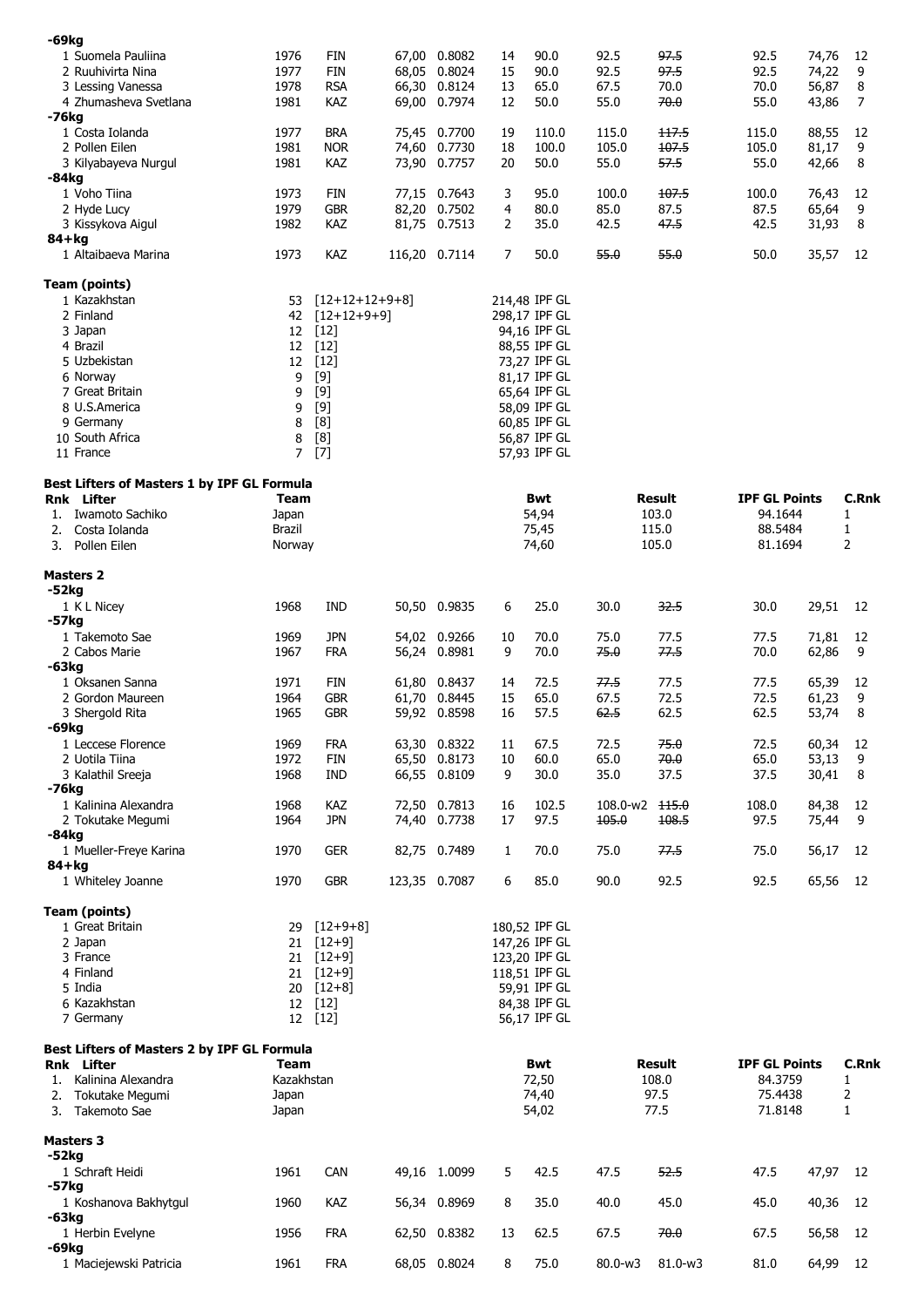**-69kg**

| | | | | | | | | | | | |
|---|---|---|---|---|---|---|---|---|---|---|---|
| 1 Suomela Pauliina | 1976 | FIN | 67,00 | 0.8082 | 14 | 90.0 | 92.5 | ~~97.5~~ | 92.5 | 74,76 | 12 |
| 2 Ruuhivirta Nina | 1977 | FIN | 68,05 | 0.8024 | 15 | 90.0 | 92.5 | ~~97.5~~ | 92.5 | 74,22 | 9 |
| 3 Lessing Vanessa | 1978 | RSA | 66,30 | 0.8124 | 13 | 65.0 | 67.5 | 70.0 | 70.0 | 56,87 | 8 |
| 4 Zhumasheva Svetlana | 1981 | KAZ | 69,00 | 0.7974 | 12 | 50.0 | 55.0 | ~~70.0~~ | 55.0 | 43,86 | 7 |

**-76kg**

| | | | | | | | | | | | |
|---|---|---|---|---|---|---|---|---|---|---|---|
| 1 Costa Iolanda | 1977 | BRA | 75,45 | 0.7700 | 19 | 110.0 | 115.0 | ~~117.5~~ | 115.0 | 88,55 | 12 |
| 2 Pollen Eilen | 1981 | NOR | 74,60 | 0.7730 | 18 | 100.0 | 105.0 | ~~107.5~~ | 105.0 | 81,17 | 9 |
| 3 Kilyabayeva Nurgul | 1981 | KAZ | 73,90 | 0.7757 | 20 | 50.0 | 55.0 | ~~57.5~~ | 55.0 | 42,66 | 8 |

**-84kg**

| | | | | | | | | | | | |
|---|---|---|---|---|---|---|---|---|---|---|---|
| 1 Voho Tiina | 1973 | FIN | 77,15 | 0.7643 | 3 | 95.0 | 100.0 | ~~107.5~~ | 100.0 | 76,43 | 12 |
| 2 Hyde Lucy | 1979 | GBR | 82,20 | 0.7502 | 4 | 80.0 | 85.0 | 87.5 | 87.5 | 65,64 | 9 |
| 3 Kissykova Aigul | 1982 | KAZ | 81,75 | 0.7513 | 2 | 35.0 | 42.5 | ~~47.5~~ | 42.5 | 31,93 | 8 |

**84+kg**

| | | | | | | | | | | | |
|---|---|---|---|---|---|---|---|---|---|---|---|
| 1 Altaibaeva Marina | 1973 | KAZ | 116,20 | 0.7114 | 7 | 50.0 | ~~55.0~~ | ~~55.0~~ | 50.0 | 35,57 | 12 |

**Team (points)**

| | | | |
|---|---|---|---|
| 1 Kazakhstan | 53 | [12+12+12+9+8] | 214,48 IPF GL |
| 2 Finland | 42 | [12+12+9+9] | 298,17 IPF GL |
| 3 Japan | 12 | [12] | 94,16 IPF GL |
| 4 Brazil | 12 | [12] | 88,55 IPF GL |
| 5 Uzbekistan | 12 | [12] | 73,27 IPF GL |
| 6 Norway | 9 | [9] | 81,17 IPF GL |
| 7 Great Britain | 9 | [9] | 65,64 IPF GL |
| 8 U.S.America | 9 | [9] | 58,09 IPF GL |
| 9 Germany | 8 | [8] | 60,85 IPF GL |
| 10 South Africa | 8 | [8] | 56,87 IPF GL |
| 11 France | 7 | [7] | 57,93 IPF GL |

**Best Lifters of Masters 1 by IPF GL Formula**

| Rnk | Lifter | Team | Bwt | Result | IPF GL Points | C.Rnk |
|---|---|---|---|---|---|---|
| 1. | Iwamoto Sachiko | Japan | 54,94 | 103.0 | 94.1644 | 1 |
| 2. | Costa Iolanda | Brazil | 75,45 | 115.0 | 88.5484 | 1 |
| 3. | Pollen Eilen | Norway | 74,60 | 105.0 | 81.1694 | 2 |

**Masters 2**

**-52kg**

| | | | | | | | | | | | |
|---|---|---|---|---|---|---|---|---|---|---|---|
| 1 K L Nicey | 1968 | IND | 50,50 | 0.9835 | 6 | 25.0 | 30.0 | ~~32.5~~ | 30.0 | 29,51 | 12 |

**-57kg**

| | | | | | | | | | | | |
|---|---|---|---|---|---|---|---|---|---|---|---|
| 1 Takemoto Sae | 1969 | JPN | 54,02 | 0.9266 | 10 | 70.0 | 75.0 | 77.5 | 77.5 | 71,81 | 12 |
| 2 Cabos Marie | 1967 | FRA | 56,24 | 0.8981 | 9 | 70.0 | ~~75.0~~ | ~~77.5~~ | 70.0 | 62,86 | 9 |

**-63kg**

| | | | | | | | | | | | |
|---|---|---|---|---|---|---|---|---|---|---|---|
| 1 Oksanen Sanna | 1971 | FIN | 61,80 | 0.8437 | 14 | 72.5 | ~~77.5~~ | 77.5 | 77.5 | 65,39 | 12 |
| 2 Gordon Maureen | 1964 | GBR | 61,70 | 0.8445 | 15 | 65.0 | 67.5 | 72.5 | 72.5 | 61,23 | 9 |
| 3 Shergold Rita | 1965 | GBR | 59,92 | 0.8598 | 16 | 57.5 | ~~62.5~~ | 62.5 | 62.5 | 53,74 | 8 |

**-69kg**

| | | | | | | | | | | | |
|---|---|---|---|---|---|---|---|---|---|---|---|
| 1 Leccese Florence | 1969 | FRA | 63,30 | 0.8322 | 11 | 67.5 | 72.5 | ~~75.0~~ | 72.5 | 60,34 | 12 |
| 2 Uotila Tiina | 1972 | FIN | 65,50 | 0.8173 | 10 | 60.0 | 65.0 | ~~70.0~~ | 65.0 | 53,13 | 9 |
| 3 Kalathil Sreeja | 1968 | IND | 66,55 | 0.8109 | 9 | 30.0 | 35.0 | 37.5 | 37.5 | 30,41 | 8 |

**-76kg**

| | | | | | | | | | | | |
|---|---|---|---|---|---|---|---|---|---|---|---|
| 1 Kalinina Alexandra | 1968 | KAZ | 72,50 | 0.7813 | 16 | 102.5 | 108.0-w2 | ~~115.0~~ | 108.0 | 84,38 | 12 |
| 2 Tokutake Megumi | 1964 | JPN | 74,40 | 0.7738 | 17 | 97.5 | ~~105.0~~ | ~~108.5~~ | 97.5 | 75,44 | 9 |

**-84kg**

| | | | | | | | | | | | |
|---|---|---|---|---|---|---|---|---|---|---|---|
| 1 Mueller-Freye Karina | 1970 | GER | 82,75 | 0.7489 | 1 | 70.0 | 75.0 | ~~77.5~~ | 75.0 | 56,17 | 12 |

**84+kg**

| | | | | | | | | | | | |
|---|---|---|---|---|---|---|---|---|---|---|---|
| 1 Whiteley Joanne | 1970 | GBR | 123,35 | 0.7087 | 6 | 85.0 | 90.0 | 92.5 | 92.5 | 65,56 | 12 |

**Team (points)**

| | | | |
|---|---|---|---|
| 1 Great Britain | 29 | [12+9+8] | 180,52 IPF GL |
| 2 Japan | 21 | [12+9] | 147,26 IPF GL |
| 3 France | 21 | [12+9] | 123,20 IPF GL |
| 4 Finland | 21 | [12+9] | 118,51 IPF GL |
| 5 India | 20 | [12+8] | 59,91 IPF GL |
| 6 Kazakhstan | 12 | [12] | 84,38 IPF GL |
| 7 Germany | 12 | [12] | 56,17 IPF GL |

**Best Lifters of Masters 2 by IPF GL Formula**

| Rnk | Lifter | Team | Bwt | Result | IPF GL Points | C.Rnk |
|---|---|---|---|---|---|---|
| 1. | Kalinina Alexandra | Kazakhstan | 72,50 | 108.0 | 84.3759 | 1 |
| 2. | Tokutake Megumi | Japan | 74,40 | 97.5 | 75.4438 | 2 |
| 3. | Takemoto Sae | Japan | 54,02 | 77.5 | 71.8148 | 1 |

**Masters 3**

**-52kg**

| | | | | | | | | | | | |
|---|---|---|---|---|---|---|---|---|---|---|---|
| 1 Schraft Heidi | 1961 | CAN | 49,16 | 1.0099 | 5 | 42.5 | 47.5 | ~~52.5~~ | 47.5 | 47,97 | 12 |

**-57kg**

| | | | | | | | | | | | |
|---|---|---|---|---|---|---|---|---|---|---|---|
| 1 Koshanova Bakhytgul | 1960 | KAZ | 56,34 | 0.8969 | 8 | 35.0 | 40.0 | 45.0 | 45.0 | 40,36 | 12 |

**-63kg**

| | | | | | | | | | | | |
|---|---|---|---|---|---|---|---|---|---|---|---|
| 1 Herbin Evelyne | 1956 | FRA | 62,50 | 0.8382 | 13 | 62.5 | 67.5 | ~~70.0~~ | 67.5 | 56,58 | 12 |

**-69kg**

| | | | | | | | | | | | |
|---|---|---|---|---|---|---|---|---|---|---|---|
| 1 Maciejewski Patricia | 1961 | FRA | 68,05 | 0.8024 | 8 | 75.0 | 80.0-w3 | 81.0-w3 | 81.0 | 64,99 | 12 |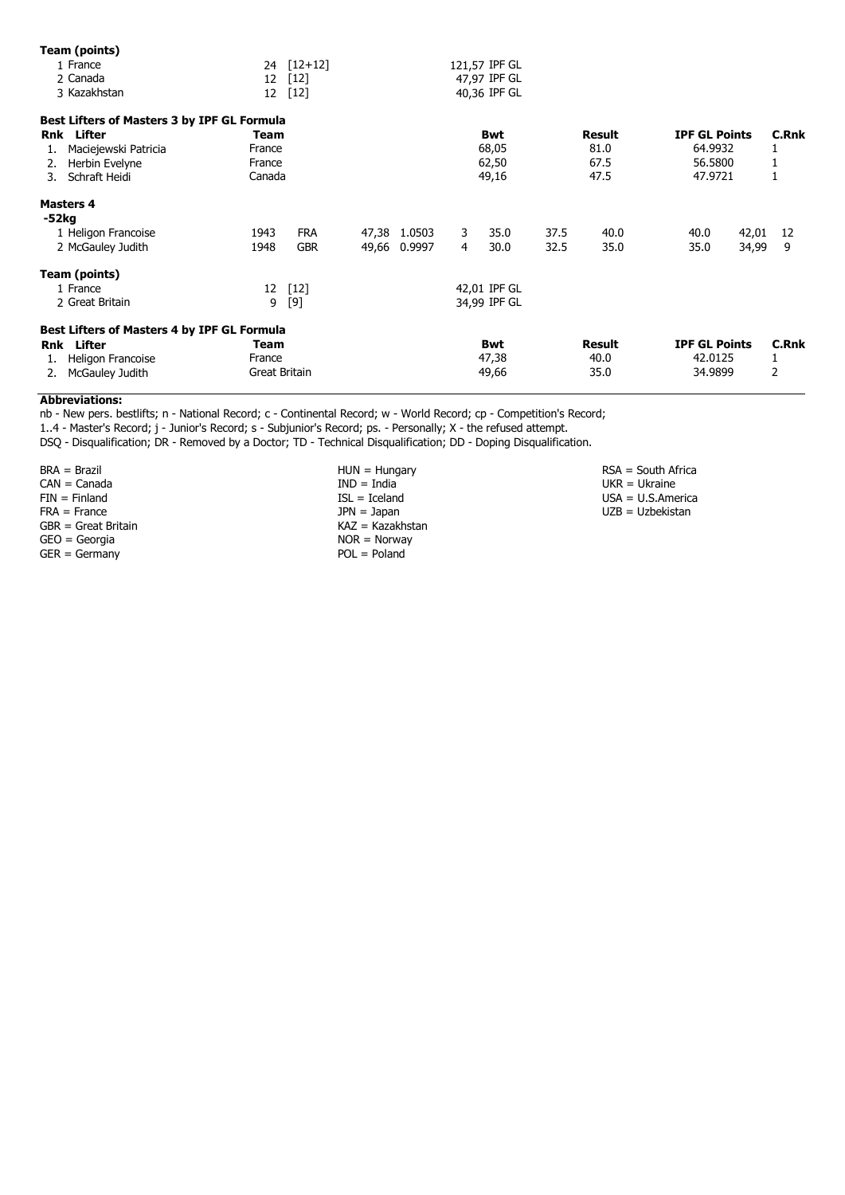**Team (points)**

| | | | | |
|---|---|---|---|---|
| 1 | France | 24 | [12+12] | 121,57 IPF GL |
| 2 | Canada | 12 | [12] | 47,97 IPF GL |
| 3 | Kazakhstan | 12 | [12] | 40,36 IPF GL |

**Best Lifters of Masters 3 by IPF GL Formula**

| Rnk | Lifter | Team | Bwt | Result | IPF GL Points | C.Rnk |
|---|---|---|---|---|---|---|
| 1. | Maciejewski Patricia | France | 68,05 | 81.0 | 64.9932 | 1 |
| 2. | Herbin Evelyne | France | 62,50 | 67.5 | 56.5800 | 1 |
| 3. | Schraft Heidi | Canada | 49,16 | 47.5 | 47.9721 | 1 |

**Masters 4**

**-52kg**

| | | | | | | | | | | | | |
|---|---|---|---|---|---|---|---|---|---|---|---|---|
| 1 | Heligon Francoise | 1943 | FRA | 47,38 | 1.0503 | 3 | 35.0 | 37.5 | 40.0 | 40.0 | 42,01 | 12 |
| 2 | McGauley Judith | 1948 | GBR | 49,66 | 0.9997 | 4 | 30.0 | 32.5 | 35.0 | 35.0 | 34,99 | 9 |

**Team (points)**

| | | | | |
|---|---|---|---|---|
| 1 | France | 12 | [12] | 42,01 IPF GL |
| 2 | Great Britain | 9 | [9] | 34,99 IPF GL |

**Best Lifters of Masters 4 by IPF GL Formula**

| Rnk | Lifter | Team | Bwt | Result | IPF GL Points | C.Rnk |
|---|---|---|---|---|---|---|
| 1. | Heligon Francoise | France | 47,38 | 40.0 | 42.0125 | 1 |
| 2. | McGauley Judith | Great Britain | 49,66 | 35.0 | 34.9899 | 2 |

**Abbreviations:**

nb - New pers. bestlifts; n - National Record; c - Continental Record; w - World Record; cp - Competition's Record;
1..4 - Master's Record; j - Junior's Record; s - Subjunior's Record; ps. - Personally; X - the refused attempt.
DSQ - Disqualification; DR - Removed by a Doctor; TD - Technical Disqualification; DD - Doping Disqualification.

BRA = Brazil
CAN = Canada
FIN = Finland
FRA = France
GBR = Great Britain
GEO = Georgia
GER = Germany
HUN = Hungary
IND = India
ISL = Iceland
JPN = Japan
KAZ = Kazakhstan
NOR = Norway
POL = Poland
RSA = South Africa
UKR = Ukraine
USA = U.S.America
UZB = Uzbekistan